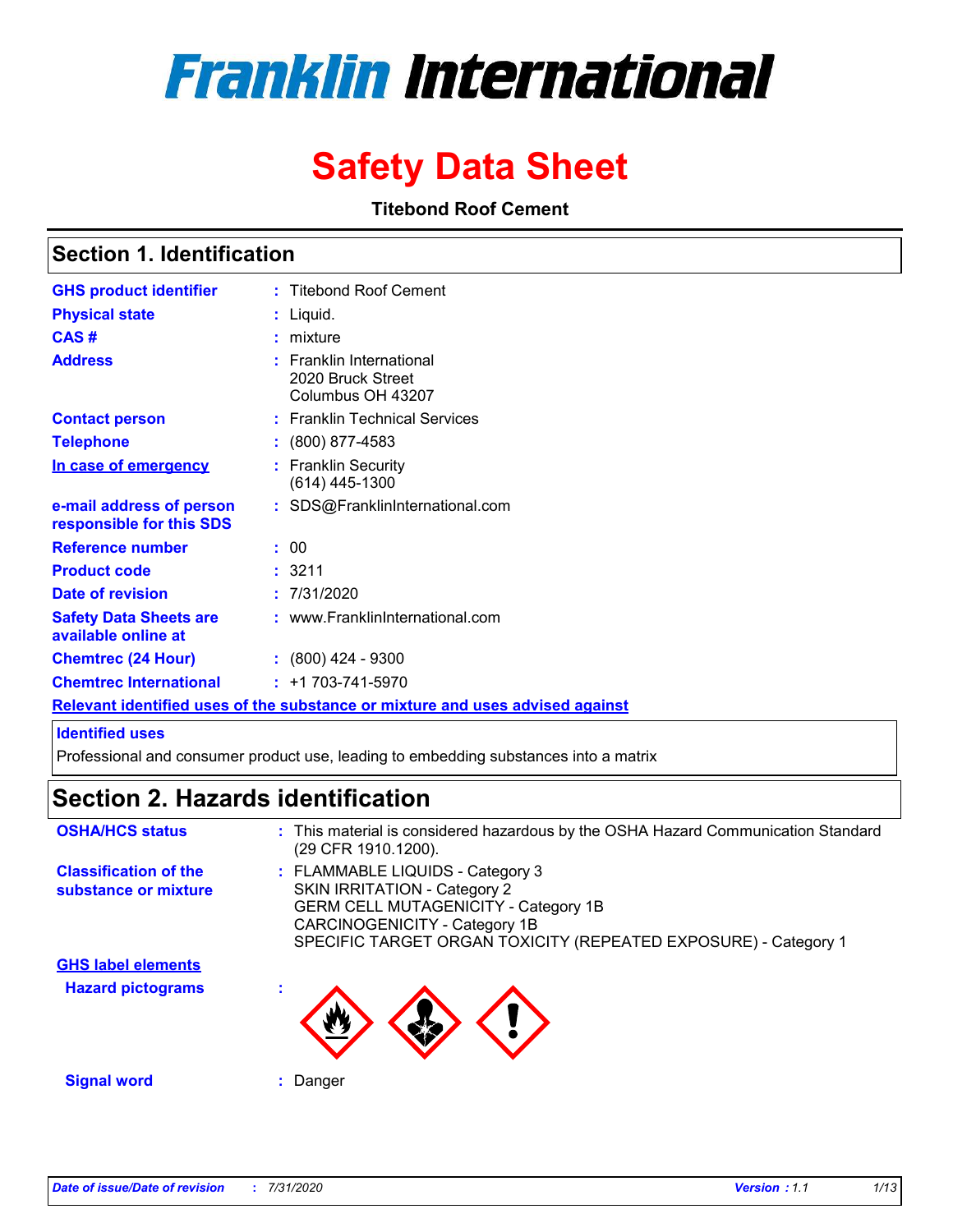# Franklin International

# Safety Data Sheet

**Titebond Roof Cement**

## Section 1. Identification

| | | |
|---|---|---|
| **GHS product identifier** | : | Titebond Roof Cement |
| **Physical state** | : | Liquid. |
| **CAS #** | : | mixture |
| **Address** | : | Franklin International<br>2020 Bruck Street<br>Columbus OH 43207 |
| **Contact person** | : | Franklin Technical Services |
| **Telephone** | : | (800) 877-4583 |
| **In case of emergency** | : | Franklin Security<br>(614) 445-1300 |
| **e-mail address of person responsible for this SDS** | : | SDS@FranklinInternational.com |
| **Reference number** | : | 00 |
| **Product code** | : | 3211 |
| **Date of revision** | : | 7/31/2020 |
| **Safety Data Sheets are available online at** | : | www.FranklinInternational.com |
| **Chemtrec (24 Hour)** | : | (800) 424 - 9300 |
| **Chemtrec International** | : | +1 703-741-5970 |

**Relevant identified uses of the substance or mixture and uses advised against**

**Identified uses**

Professional and consumer product use, leading to embedding substances into a matrix

## Section 2. Hazards identification

| | | |
|---|---|---|
| **OSHA/HCS status** | : | This material is considered hazardous by the OSHA Hazard Communication Standard (29 CFR 1910.1200). |
| **Classification of the substance or mixture** | : | FLAMMABLE LIQUIDS - Category 3<br>SKIN IRRITATION - Category 2<br>GERM CELL MUTAGENICITY - Category 1B<br>CARCINOGENICITY - Category 1B<br>SPECIFIC TARGET ORGAN TOXICITY (REPEATED EXPOSURE) - Category 1 |

**GHS label elements**

| | | |
|---|---|---|
| **Hazard pictograms** | : | |
| **Signal word** | : | Danger |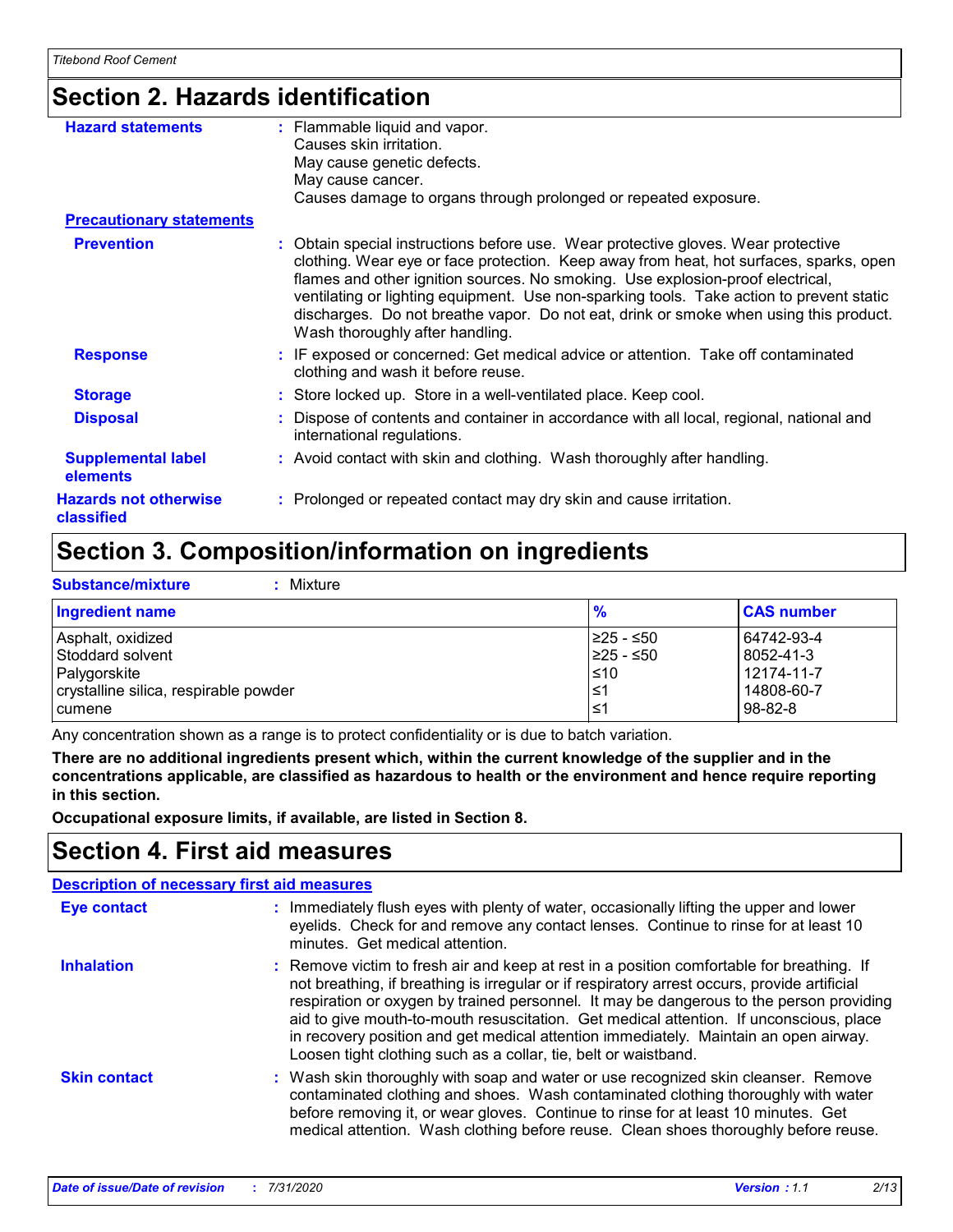## Section 2. Hazards identification

**Hazard statements** : Flammable liquid and vapor.
Causes skin irritation.
May cause genetic defects.
May cause cancer.
Causes damage to organs through prolonged or repeated exposure.

**Precautionary statements**

**Prevention** : Obtain special instructions before use. Wear protective gloves. Wear protective clothing. Wear eye or face protection. Keep away from heat, hot surfaces, sparks, open flames and other ignition sources. No smoking. Use explosion-proof electrical, ventilating or lighting equipment. Use non-sparking tools. Take action to prevent static discharges. Do not breathe vapor. Do not eat, drink or smoke when using this product. Wash thoroughly after handling.

**Response** : IF exposed or concerned: Get medical advice or attention. Take off contaminated clothing and wash it before reuse.

**Storage** : Store locked up. Store in a well-ventilated place. Keep cool.

**Disposal** : Dispose of contents and container in accordance with all local, regional, national and international regulations.

**Supplemental label elements** : Avoid contact with skin and clothing. Wash thoroughly after handling.

**Hazards not otherwise classified** : Prolonged or repeated contact may dry skin and cause irritation.

## Section 3. Composition/information on ingredients

**Substance/mixture** : Mixture

| Ingredient name | % | CAS number |
|---|---|---|
| Asphalt, oxidized | ≥25 - ≤50 | 64742-93-4 |
| Stoddard solvent | ≥25 - ≤50 | 8052-41-3 |
| Palygorskite | ≤10 | 12174-11-7 |
| crystalline silica, respirable powder | ≤1 | 14808-60-7 |
| cumene | ≤1 | 98-82-8 |

Any concentration shown as a range is to protect confidentiality or is due to batch variation.

**There are no additional ingredients present which, within the current knowledge of the supplier and in the concentrations applicable, are classified as hazardous to health or the environment and hence require reporting in this section.**

**Occupational exposure limits, if available, are listed in Section 8.**

## Section 4. First aid measures

**Description of necessary first aid measures**

**Eye contact** : Immediately flush eyes with plenty of water, occasionally lifting the upper and lower eyelids. Check for and remove any contact lenses. Continue to rinse for at least 10 minutes. Get medical attention.

**Inhalation** : Remove victim to fresh air and keep at rest in a position comfortable for breathing. If not breathing, if breathing is irregular or if respiratory arrest occurs, provide artificial respiration or oxygen by trained personnel. It may be dangerous to the person providing aid to give mouth-to-mouth resuscitation. Get medical attention. If unconscious, place in recovery position and get medical attention immediately. Maintain an open airway. Loosen tight clothing such as a collar, tie, belt or waistband.

**Skin contact** : Wash skin thoroughly with soap and water or use recognized skin cleanser. Remove contaminated clothing and shoes. Wash contaminated clothing thoroughly with water before removing it, or wear gloves. Continue to rinse for at least 10 minutes. Get medical attention. Wash clothing before reuse. Clean shoes thoroughly before reuse.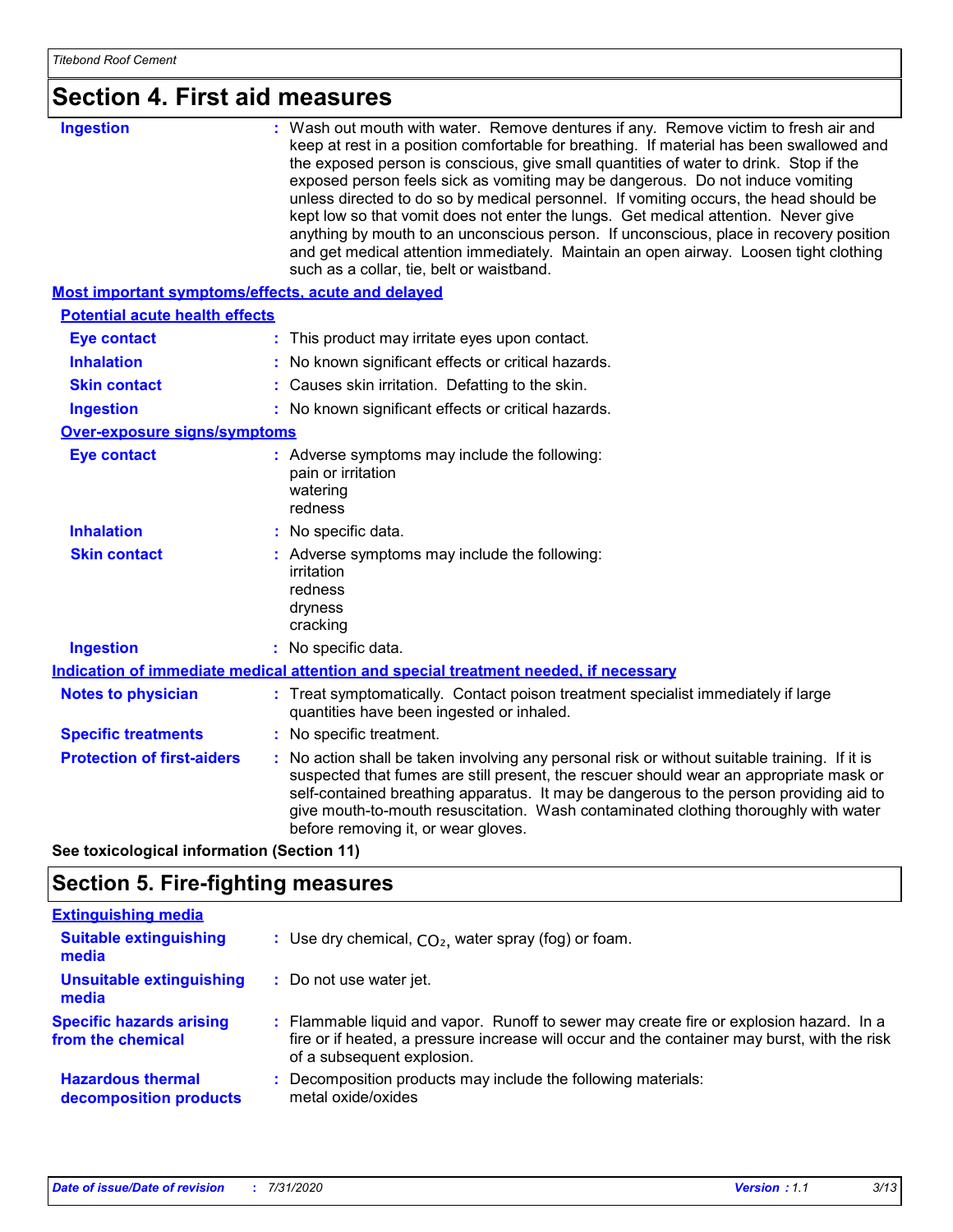## Section 4. First aid measures

**Ingestion** : Wash out mouth with water. Remove dentures if any. Remove victim to fresh air and keep at rest in a position comfortable for breathing. If material has been swallowed and the exposed person is conscious, give small quantities of water to drink. Stop if the exposed person feels sick as vomiting may be dangerous. Do not induce vomiting unless directed to do so by medical personnel. If vomiting occurs, the head should be kept low so that vomit does not enter the lungs. Get medical attention. Never give anything by mouth to an unconscious person. If unconscious, place in recovery position and get medical attention immediately. Maintain an open airway. Loosen tight clothing such as a collar, tie, belt or waistband.

### Most important symptoms/effects, acute and delayed

**Potential acute health effects**

**Eye contact** : This product may irritate eyes upon contact.

**Inhalation** : No known significant effects or critical hazards.

**Skin contact** : Causes skin irritation. Defatting to the skin.

**Ingestion** : No known significant effects or critical hazards.

**Over-exposure signs/symptoms**

**Eye contact** : Adverse symptoms may include the following:
pain or irritation
watering
redness

**Inhalation** : No specific data.

**Skin contact** : Adverse symptoms may include the following:
irritation
redness
dryness
cracking

**Ingestion** : No specific data.

### Indication of immediate medical attention and special treatment needed, if necessary

**Notes to physician** : Treat symptomatically. Contact poison treatment specialist immediately if large quantities have been ingested or inhaled.

**Specific treatments** : No specific treatment.

**Protection of first-aiders** : No action shall be taken involving any personal risk or without suitable training. If it is suspected that fumes are still present, the rescuer should wear an appropriate mask or self-contained breathing apparatus. It may be dangerous to the person providing aid to give mouth-to-mouth resuscitation. Wash contaminated clothing thoroughly with water before removing it, or wear gloves.

**See toxicological information (Section 11)**

## Section 5. Fire-fighting measures

### Extinguishing media

**Suitable extinguishing media** : Use dry chemical, $CO_2$, water spray (fog) or foam.

**Unsuitable extinguishing media** : Do not use water jet.

**Specific hazards arising from the chemical** : Flammable liquid and vapor. Runoff to sewer may create fire or explosion hazard. In a fire or if heated, a pressure increase will occur and the container may burst, with the risk of a subsequent explosion.

**Hazardous thermal decomposition products** : Decomposition products may include the following materials:
metal oxide/oxides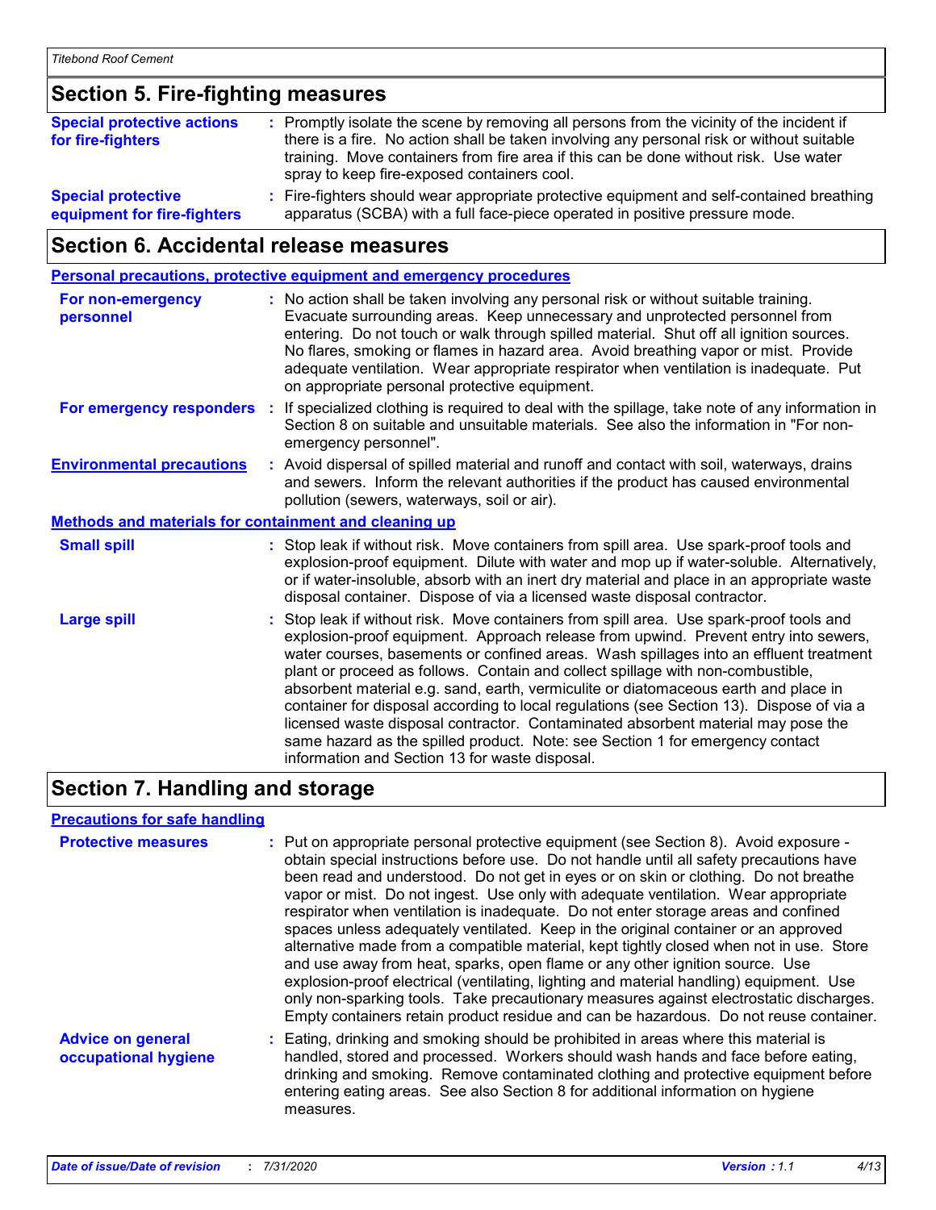## Section 5. Fire-fighting measures

**Special protective actions for fire-fighters** : Promptly isolate the scene by removing all persons from the vicinity of the incident if there is a fire. No action shall be taken involving any personal risk or without suitable training. Move containers from fire area if this can be done without risk. Use water spray to keep fire-exposed containers cool.

**Special protective equipment for fire-fighters** : Fire-fighters should wear appropriate protective equipment and self-contained breathing apparatus (SCBA) with a full face-piece operated in positive pressure mode.

## Section 6. Accidental release measures

### Personal precautions, protective equipment and emergency procedures

**For non-emergency personnel** : No action shall be taken involving any personal risk or without suitable training. Evacuate surrounding areas. Keep unnecessary and unprotected personnel from entering. Do not touch or walk through spilled material. Shut off all ignition sources. No flares, smoking or flames in hazard area. Avoid breathing vapor or mist. Provide adequate ventilation. Wear appropriate respirator when ventilation is inadequate. Put on appropriate personal protective equipment.

**For emergency responders** : If specialized clothing is required to deal with the spillage, take note of any information in Section 8 on suitable and unsuitable materials. See also the information in "For non-emergency personnel".

**Environmental precautions** : Avoid dispersal of spilled material and runoff and contact with soil, waterways, drains and sewers. Inform the relevant authorities if the product has caused environmental pollution (sewers, waterways, soil or air).

### Methods and materials for containment and cleaning up

**Small spill** : Stop leak if without risk. Move containers from spill area. Use spark-proof tools and explosion-proof equipment. Dilute with water and mop up if water-soluble. Alternatively, or if water-insoluble, absorb with an inert dry material and place in an appropriate waste disposal container. Dispose of via a licensed waste disposal contractor.

**Large spill** : Stop leak if without risk. Move containers from spill area. Use spark-proof tools and explosion-proof equipment. Approach release from upwind. Prevent entry into sewers, water courses, basements or confined areas. Wash spillages into an effluent treatment plant or proceed as follows. Contain and collect spillage with non-combustible, absorbent material e.g. sand, earth, vermiculite or diatomaceous earth and place in container for disposal according to local regulations (see Section 13). Dispose of via a licensed waste disposal contractor. Contaminated absorbent material may pose the same hazard as the spilled product. Note: see Section 1 for emergency contact information and Section 13 for waste disposal.

## Section 7. Handling and storage

### Precautions for safe handling

**Protective measures** : Put on appropriate personal protective equipment (see Section 8). Avoid exposure - obtain special instructions before use. Do not handle until all safety precautions have been read and understood. Do not get in eyes or on skin or clothing. Do not breathe vapor or mist. Do not ingest. Use only with adequate ventilation. Wear appropriate respirator when ventilation is inadequate. Do not enter storage areas and confined spaces unless adequately ventilated. Keep in the original container or an approved alternative made from a compatible material, kept tightly closed when not in use. Store and use away from heat, sparks, open flame or any other ignition source. Use explosion-proof electrical (ventilating, lighting and material handling) equipment. Use only non-sparking tools. Take precautionary measures against electrostatic discharges. Empty containers retain product residue and can be hazardous. Do not reuse container.

**Advice on general occupational hygiene** : Eating, drinking and smoking should be prohibited in areas where this material is handled, stored and processed. Workers should wash hands and face before eating, drinking and smoking. Remove contaminated clothing and protective equipment before entering eating areas. See also Section 8 for additional information on hygiene measures.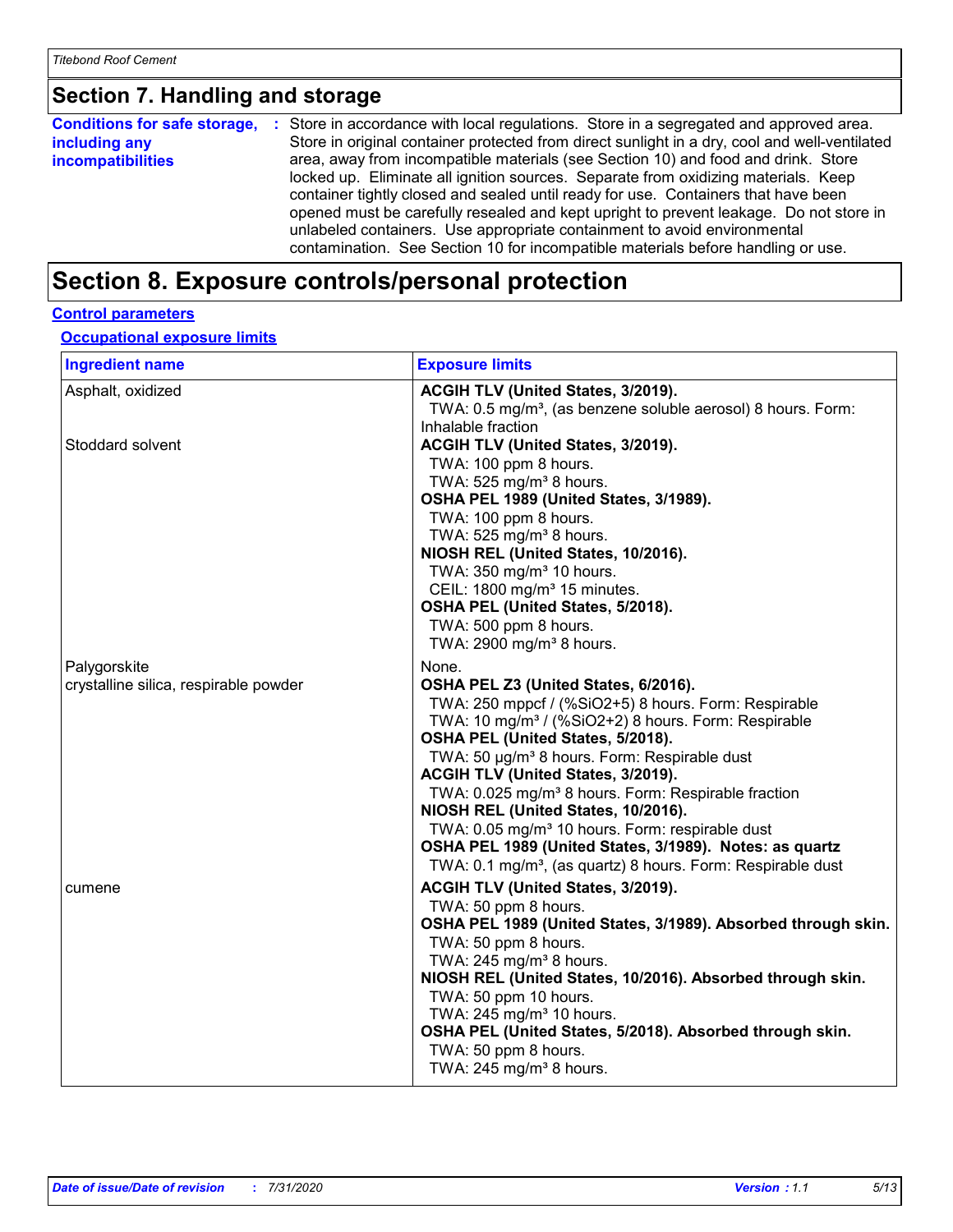## Section 7. Handling and storage

**Conditions for safe storage, including any incompatibilities** : Store in accordance with local regulations. Store in a segregated and approved area. Store in original container protected from direct sunlight in a dry, cool and well-ventilated area, away from incompatible materials (see Section 10) and food and drink. Store locked up. Eliminate all ignition sources. Separate from oxidizing materials. Keep container tightly closed and sealed until ready for use. Containers that have been opened must be carefully resealed and kept upright to prevent leakage. Do not store in unlabeled containers. Use appropriate containment to avoid environmental contamination. See Section 10 for incompatible materials before handling or use.

## Section 8. Exposure controls/personal protection

### Control parameters

#### Occupational exposure limits

| Ingredient name | Exposure limits |
|---|---|
| Asphalt, oxidized | **ACGIH TLV (United States, 3/2019).**<br>TWA: 0.5 mg/m³, (as benzene soluble aerosol) 8 hours. Form: Inhalable fraction |
| Stoddard solvent | **ACGIH TLV (United States, 3/2019).**<br>TWA: 100 ppm 8 hours.<br>TWA: 525 mg/m³ 8 hours.<br>**OSHA PEL 1989 (United States, 3/1989).**<br>TWA: 100 ppm 8 hours.<br>TWA: 525 mg/m³ 8 hours.<br>**NIOSH REL (United States, 10/2016).**<br>TWA: 350 mg/m³ 10 hours.<br>CEIL: 1800 mg/m³ 15 minutes.<br>**OSHA PEL (United States, 5/2018).**<br>TWA: 500 ppm 8 hours.<br>TWA: 2900 mg/m³ 8 hours. |
| Palygorskite | None. |
| crystalline silica, respirable powder | **OSHA PEL Z3 (United States, 6/2016).**<br>TWA: 250 mppcf / (%SiO2+5) 8 hours. Form: Respirable<br>TWA: 10 mg/m³ / (%SiO2+2) 8 hours. Form: Respirable<br>**OSHA PEL (United States, 5/2018).**<br>TWA: 50 µg/m³ 8 hours. Form: Respirable dust<br>**ACGIH TLV (United States, 3/2019).**<br>TWA: 0.025 mg/m³ 8 hours. Form: Respirable fraction<br>**NIOSH REL (United States, 10/2016).**<br>TWA: 0.05 mg/m³ 10 hours. Form: respirable dust<br>**OSHA PEL 1989 (United States, 3/1989). Notes: as quartz**<br>TWA: 0.1 mg/m³, (as quartz) 8 hours. Form: Respirable dust |
| cumene | **ACGIH TLV (United States, 3/2019).**<br>TWA: 50 ppm 8 hours.<br>**OSHA PEL 1989 (United States, 3/1989). Absorbed through skin.**<br>TWA: 50 ppm 8 hours.<br>TWA: 245 mg/m³ 8 hours.<br>**NIOSH REL (United States, 10/2016). Absorbed through skin.**<br>TWA: 50 ppm 10 hours.<br>TWA: 245 mg/m³ 10 hours.<br>**OSHA PEL (United States, 5/2018). Absorbed through skin.**<br>TWA: 50 ppm 8 hours.<br>TWA: 245 mg/m³ 8 hours. |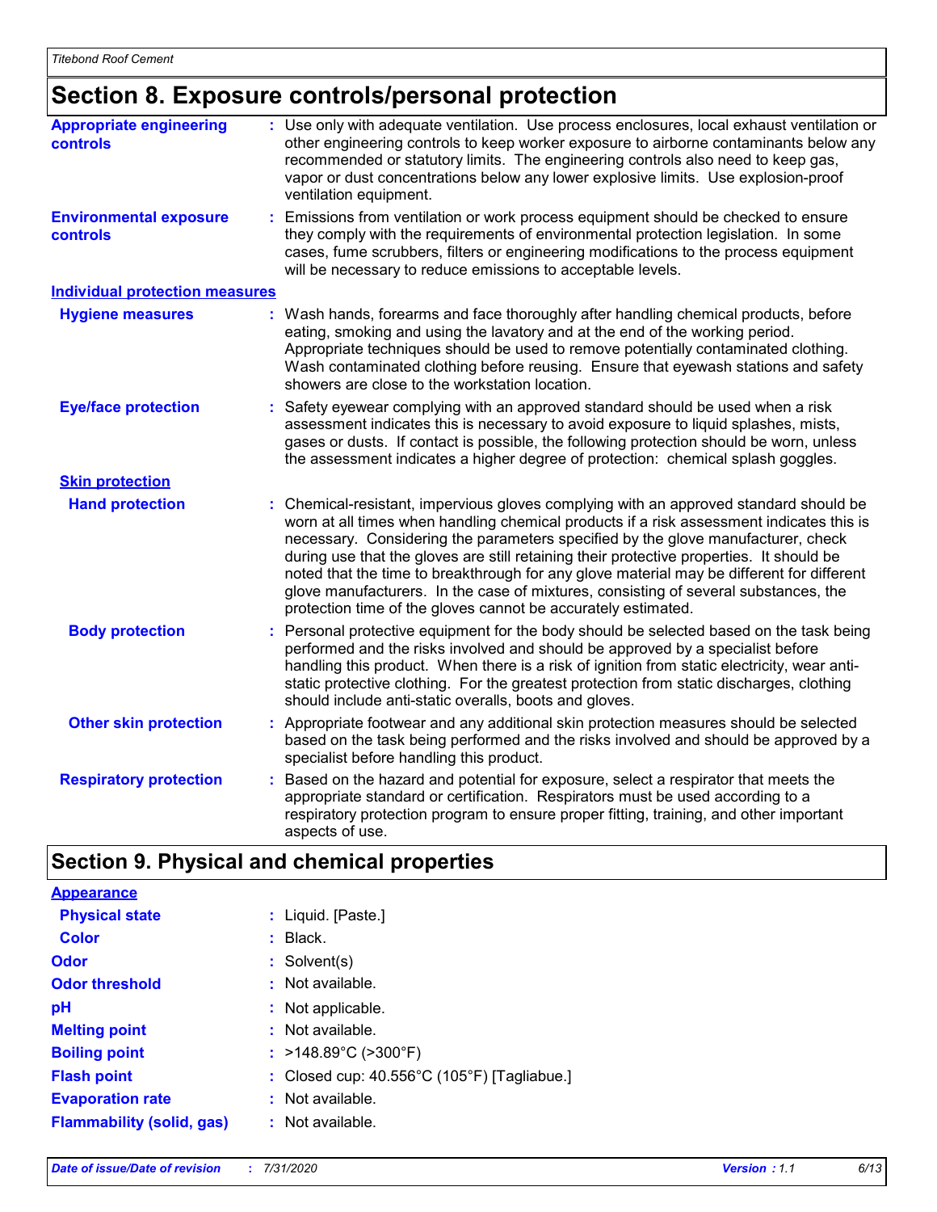## Section 8. Exposure controls/personal protection

**Appropriate engineering controls** : Use only with adequate ventilation. Use process enclosures, local exhaust ventilation or other engineering controls to keep worker exposure to airborne contaminants below any recommended or statutory limits. The engineering controls also need to keep gas, vapor or dust concentrations below any lower explosive limits. Use explosion-proof ventilation equipment.

**Environmental exposure controls** : Emissions from ventilation or work process equipment should be checked to ensure they comply with the requirements of environmental protection legislation. In some cases, fume scrubbers, filters or engineering modifications to the process equipment will be necessary to reduce emissions to acceptable levels.

### Individual protection measures

**Hygiene measures** : Wash hands, forearms and face thoroughly after handling chemical products, before eating, smoking and using the lavatory and at the end of the working period. Appropriate techniques should be used to remove potentially contaminated clothing. Wash contaminated clothing before reusing. Ensure that eyewash stations and safety showers are close to the workstation location.

**Eye/face protection** : Safety eyewear complying with an approved standard should be used when a risk assessment indicates this is necessary to avoid exposure to liquid splashes, mists, gases or dusts. If contact is possible, the following protection should be worn, unless the assessment indicates a higher degree of protection: chemical splash goggles.

#### Skin protection

**Hand protection** : Chemical-resistant, impervious gloves complying with an approved standard should be worn at all times when handling chemical products if a risk assessment indicates this is necessary. Considering the parameters specified by the glove manufacturer, check during use that the gloves are still retaining their protective properties. It should be noted that the time to breakthrough for any glove material may be different for different glove manufacturers. In the case of mixtures, consisting of several substances, the protection time of the gloves cannot be accurately estimated.

**Body protection** : Personal protective equipment for the body should be selected based on the task being performed and the risks involved and should be approved by a specialist before handling this product. When there is a risk of ignition from static electricity, wear anti-static protective clothing. For the greatest protection from static discharges, clothing should include anti-static overalls, boots and gloves.

**Other skin protection** : Appropriate footwear and any additional skin protection measures should be selected based on the task being performed and the risks involved and should be approved by a specialist before handling this product.

**Respiratory protection** : Based on the hazard and potential for exposure, select a respirator that meets the appropriate standard or certification. Respirators must be used according to a respiratory protection program to ensure proper fitting, training, and other important aspects of use.

## Section 9. Physical and chemical properties

### Appearance

**Physical state** : Liquid. [Paste.]

**Color** : Black.

**Odor** : Solvent(s)

**Odor threshold** : Not available.

**pH** : Not applicable.

**Melting point** : Not available.

**Boiling point** : >148.89°C (>300°F)

**Flash point** : Closed cup: 40.556°C (105°F) [Tagliabue.]

**Evaporation rate** : Not available.

**Flammability (solid, gas)** : Not available.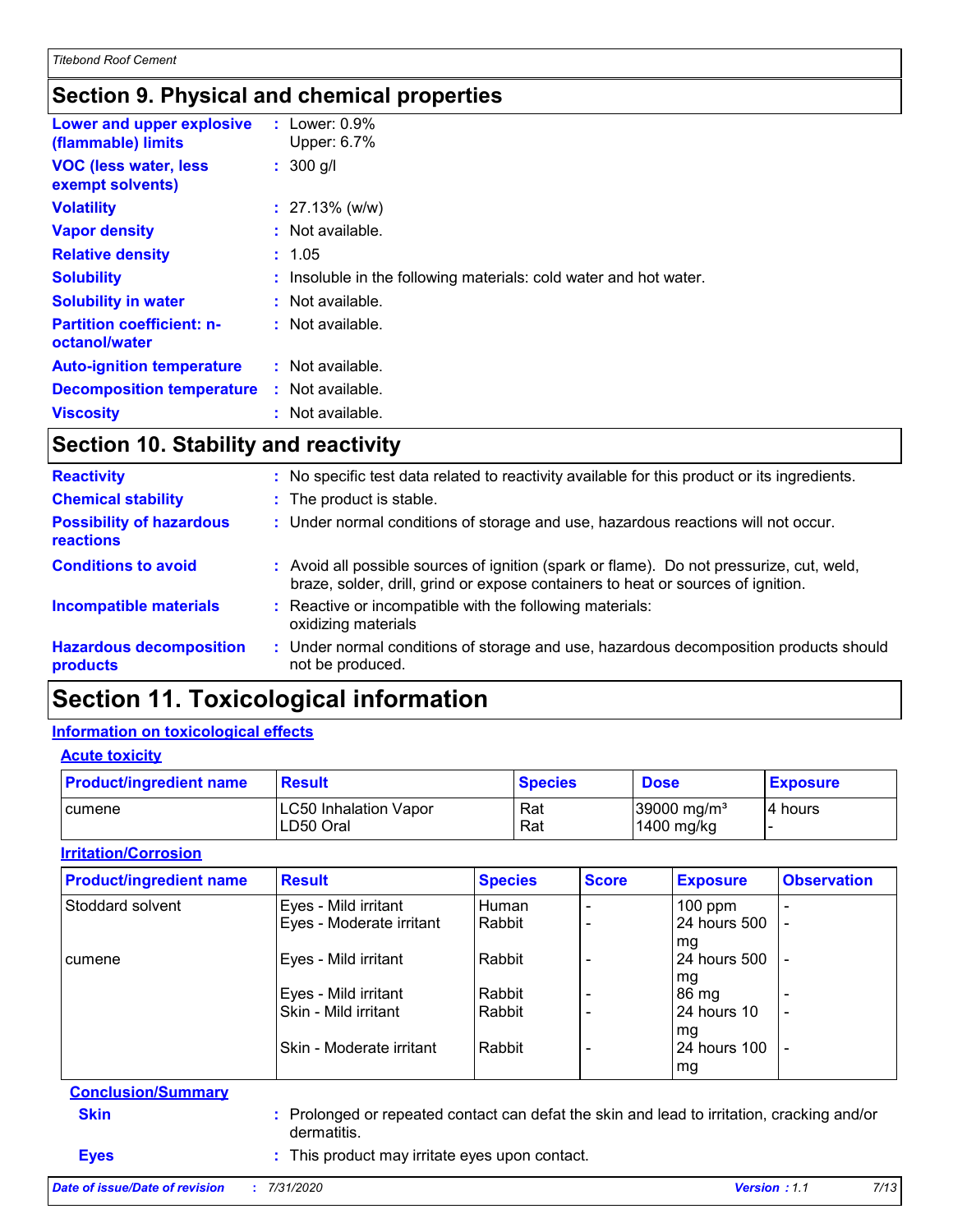## Section 9. Physical and chemical properties

**Lower and upper explosive (flammable) limits** : Lower: 0.9%
Upper: 6.7%

**VOC (less water, less exempt solvents)** : 300 g/l

**Volatility** : 27.13% (w/w)

**Vapor density** : Not available.

**Relative density** : 1.05

**Solubility** : Insoluble in the following materials: cold water and hot water.

**Solubility in water** : Not available.

**Partition coefficient: n-octanol/water** : Not available.

**Auto-ignition temperature** : Not available.

**Decomposition temperature** : Not available.

**Viscosity** : Not available.

## Section 10. Stability and reactivity

**Reactivity** : No specific test data related to reactivity available for this product or its ingredients.

**Chemical stability** : The product is stable.

**Possibility of hazardous reactions** : Under normal conditions of storage and use, hazardous reactions will not occur.

**Conditions to avoid** : Avoid all possible sources of ignition (spark or flame). Do not pressurize, cut, weld, braze, solder, drill, grind or expose containers to heat or sources of ignition.

**Incompatible materials** : Reactive or incompatible with the following materials:
oxidizing materials

**Hazardous decomposition products** : Under normal conditions of storage and use, hazardous decomposition products should not be produced.

## Section 11. Toxicological information

### Information on toxicological effects

#### Acute toxicity

| Product/ingredient name | Result | Species | Dose | Exposure |
|---|---|---|---|---|
| cumene | LC50 Inhalation Vapor | Rat | 39000 mg/m³ | 4 hours |
| | LD50 Oral | Rat | 1400 mg/kg | - |

#### Irritation/Corrosion

| Product/ingredient name | Result | Species | Score | Exposure | Observation |
|---|---|---|---|---|---|
| Stoddard solvent | Eyes - Mild irritant | Human | - | 100 ppm | - |
| | Eyes - Moderate irritant | Rabbit | - | 24 hours 500 mg | - |
| cumene | Eyes - Mild irritant | Rabbit | - | 24 hours 500 mg | - |
| | Eyes - Mild irritant | Rabbit | - | 86 mg | - |
| | Skin - Mild irritant | Rabbit | - | 24 hours 10 mg | - |
| | Skin - Moderate irritant | Rabbit | - | 24 hours 100 mg | - |

#### Conclusion/Summary

**Skin** : Prolonged or repeated contact can defat the skin and lead to irritation, cracking and/or dermatitis.

**Eyes** : This product may irritate eyes upon contact.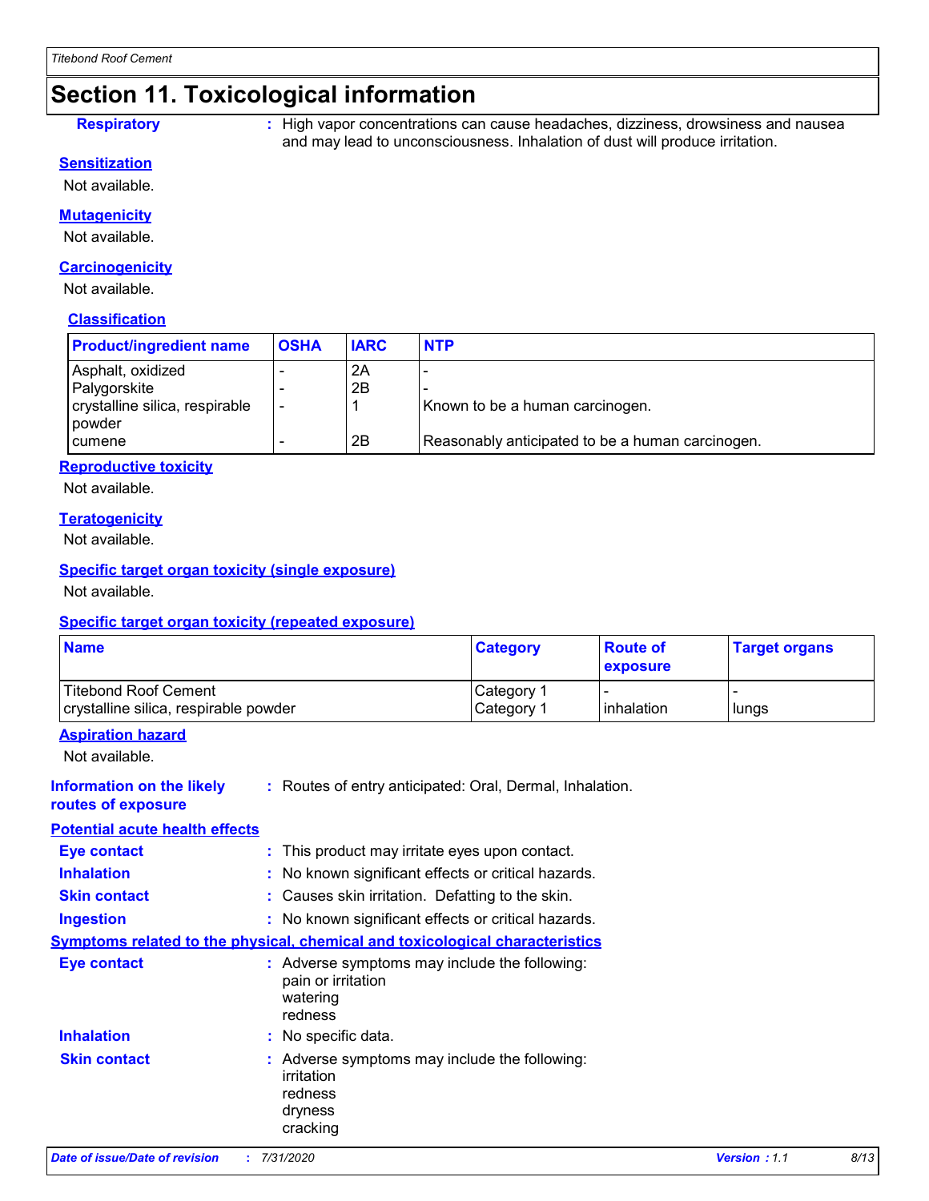# Section 11. Toxicological information

**Respiratory** : High vapor concentrations can cause headaches, dizziness, drowsiness and nausea and may lead to unconsciousness. Inhalation of dust will produce irritation.

### Sensitization

Not available.

### Mutagenicity

Not available.

### Carcinogenicity

Not available.

#### Classification

| Product/ingredient name | OSHA | IARC | NTP |
|---|---|---|---|
| Asphalt, oxidized | - | 2A | - |
| Palygorskite | - | 2B | - |
| crystalline silica, respirable powder | - | 1 | Known to be a human carcinogen. |
| cumene | - | 2B | Reasonably anticipated to be a human carcinogen. |

### Reproductive toxicity

Not available.

### Teratogenicity

Not available.

### Specific target organ toxicity (single exposure)

Not available.

### Specific target organ toxicity (repeated exposure)

| Name | Category | Route of exposure | Target organs |
|---|---|---|---|
| Titebond Roof Cement | Category 1 | - | - |
| crystalline silica, respirable powder | Category 1 | inhalation | lungs |

### Aspiration hazard

Not available.

**Information on the likely routes of exposure** : Routes of entry anticipated: Oral, Dermal, Inhalation.

### Potential acute health effects

**Eye contact** : This product may irritate eyes upon contact.

**Inhalation** : No known significant effects or critical hazards.

**Skin contact** : Causes skin irritation. Defatting to the skin.

**Ingestion** : No known significant effects or critical hazards.

### Symptoms related to the physical, chemical and toxicological characteristics

**Eye contact** : Adverse symptoms may include the following:
pain or irritation
watering
redness

**Inhalation** : No specific data.

**Skin contact** : Adverse symptoms may include the following:
irritation
redness
dryness
cracking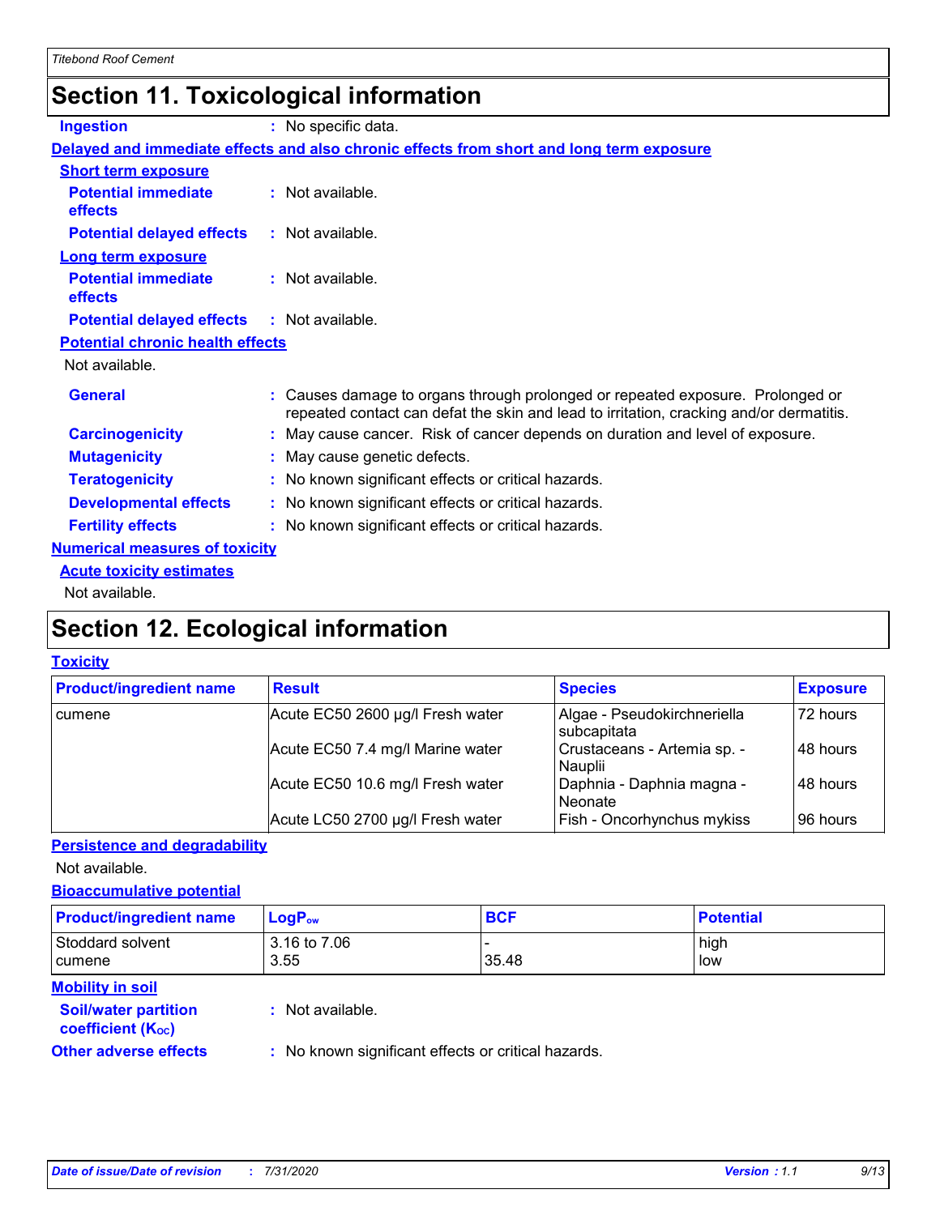## Section 11. Toxicological information

**Ingestion** : No specific data.

**Delayed and immediate effects and also chronic effects from short and long term exposure**

**Short term exposure**

**Potential immediate effects** : Not available.

**Potential delayed effects** : Not available.

**Long term exposure**

**Potential immediate effects** : Not available.

**Potential delayed effects** : Not available.

**Potential chronic health effects**

Not available.

**General** : Causes damage to organs through prolonged or repeated exposure. Prolonged or repeated contact can defat the skin and lead to irritation, cracking and/or dermatitis.

**Carcinogenicity** : May cause cancer. Risk of cancer depends on duration and level of exposure.

**Mutagenicity** : May cause genetic defects.

**Teratogenicity** : No known significant effects or critical hazards.

**Developmental effects** : No known significant effects or critical hazards.

**Fertility effects** : No known significant effects or critical hazards.

**Numerical measures of toxicity**

**Acute toxicity estimates**

Not available.

## Section 12. Ecological information

**Toxicity**

| Product/ingredient name | Result | Species | Exposure |
|---|---|---|---|
| cumene | Acute EC50 2600 µg/l Fresh water | Algae - Pseudokirchneriella subcapitata | 72 hours |
| | Acute EC50 7.4 mg/l Marine water | Crustaceans - Artemia sp. - Nauplii | 48 hours |
| | Acute EC50 10.6 mg/l Fresh water | Daphnia - Daphnia magna - Neonate | 48 hours |
| | Acute LC50 2700 µg/l Fresh water | Fish - Oncorhynchus mykiss | 96 hours |

**Persistence and degradability**

Not available.

**Bioaccumulative potential**

| Product/ingredient name | $LogP_{ow}$ | BCF | Potential |
|---|---|---|---|
| Stoddard solvent | 3.16 to 7.06 | - | high |
| cumene | 3.55 | 35.48 | low |

**Mobility in soil**

**Soil/water partition coefficient ($K_{OC}$)** : Not available.

**Other adverse effects** : No known significant effects or critical hazards.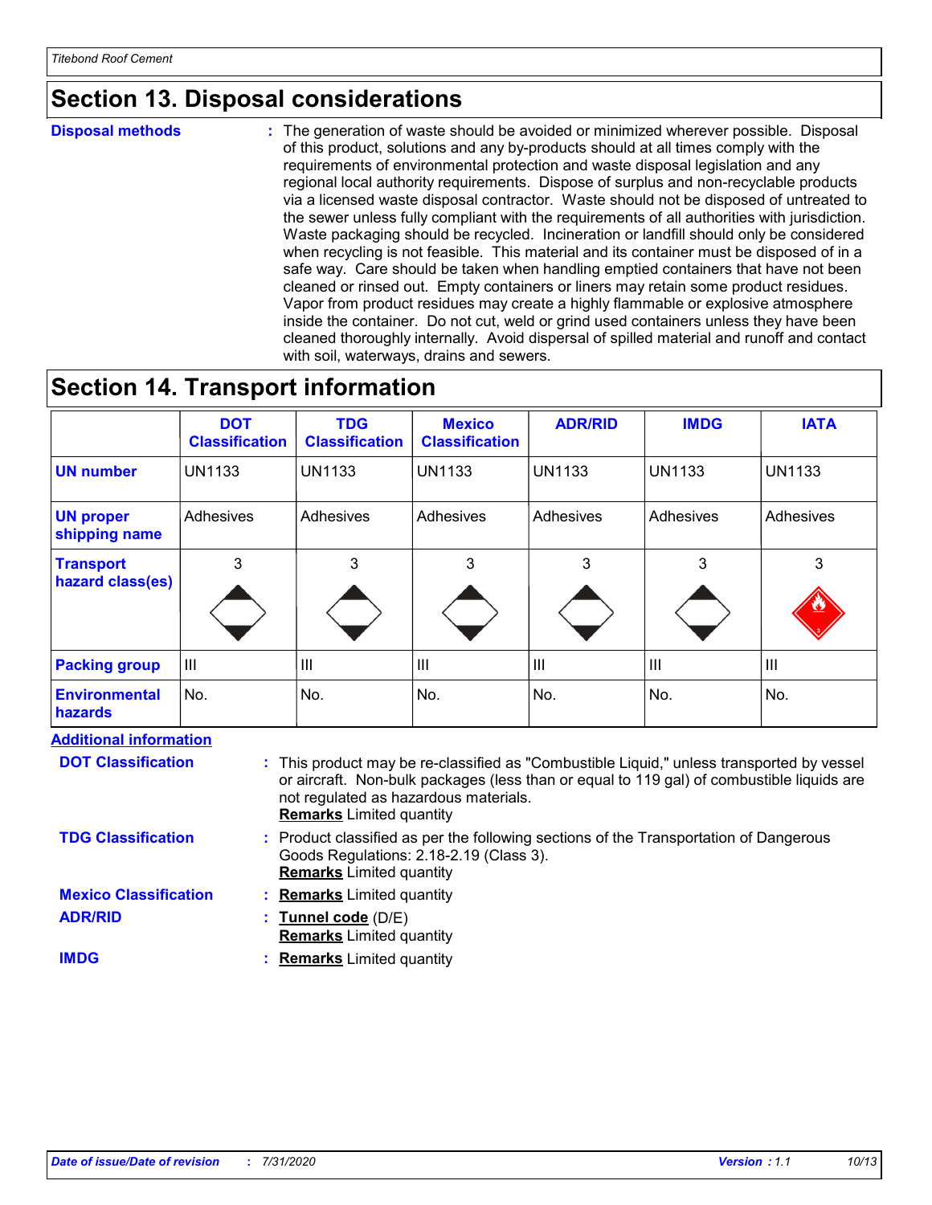Titebond Roof Cement

## Section 13. Disposal considerations

**Disposal methods** : The generation of waste should be avoided or minimized wherever possible. Disposal of this product, solutions and any by-products should at all times comply with the requirements of environmental protection and waste disposal legislation and any regional local authority requirements. Dispose of surplus and non-recyclable products via a licensed waste disposal contractor. Waste should not be disposed of untreated to the sewer unless fully compliant with the requirements of all authorities with jurisdiction. Waste packaging should be recycled. Incineration or landfill should only be considered when recycling is not feasible. This material and its container must be disposed of in a safe way. Care should be taken when handling emptied containers that have not been cleaned or rinsed out. Empty containers or liners may retain some product residues. Vapor from product residues may create a highly flammable or explosive atmosphere inside the container. Do not cut, weld or grind used containers unless they have been cleaned thoroughly internally. Avoid dispersal of spilled material and runoff and contact with soil, waterways, drains and sewers.

## Section 14. Transport information

| | DOT Classification | TDG Classification | Mexico Classification | ADR/RID | IMDG | IATA |
|---|---|---|---|---|---|---|
| **UN number** | UN1133 | UN1133 | UN1133 | UN1133 | UN1133 | UN1133 |
| **UN proper shipping name** | Adhesives | Adhesives | Adhesives | Adhesives | Adhesives | Adhesives |
| **Transport hazard class(es)** | 3 | 3 | 3 | 3 | 3 | 3 |
| **Packing group** | III | III | III | III | III | III |
| **Environmental hazards** | No. | No. | No. | No. | No. | No. |

**Additional information**

**DOT Classification** : This product may be re-classified as "Combustible Liquid," unless transported by vessel or aircraft. Non-bulk packages (less than or equal to 119 gal) of combustible liquids are not regulated as hazardous materials.
**Remarks** Limited quantity

**TDG Classification** : Product classified as per the following sections of the Transportation of Dangerous Goods Regulations: 2.18-2.19 (Class 3).
**Remarks** Limited quantity

**Mexico Classification** : **Remarks** Limited quantity

**ADR/RID** : **Tunnel code** (D/E)
**Remarks** Limited quantity

**IMDG** : **Remarks** Limited quantity

Date of issue/Date of revision : 7/31/2020 Version : 1.1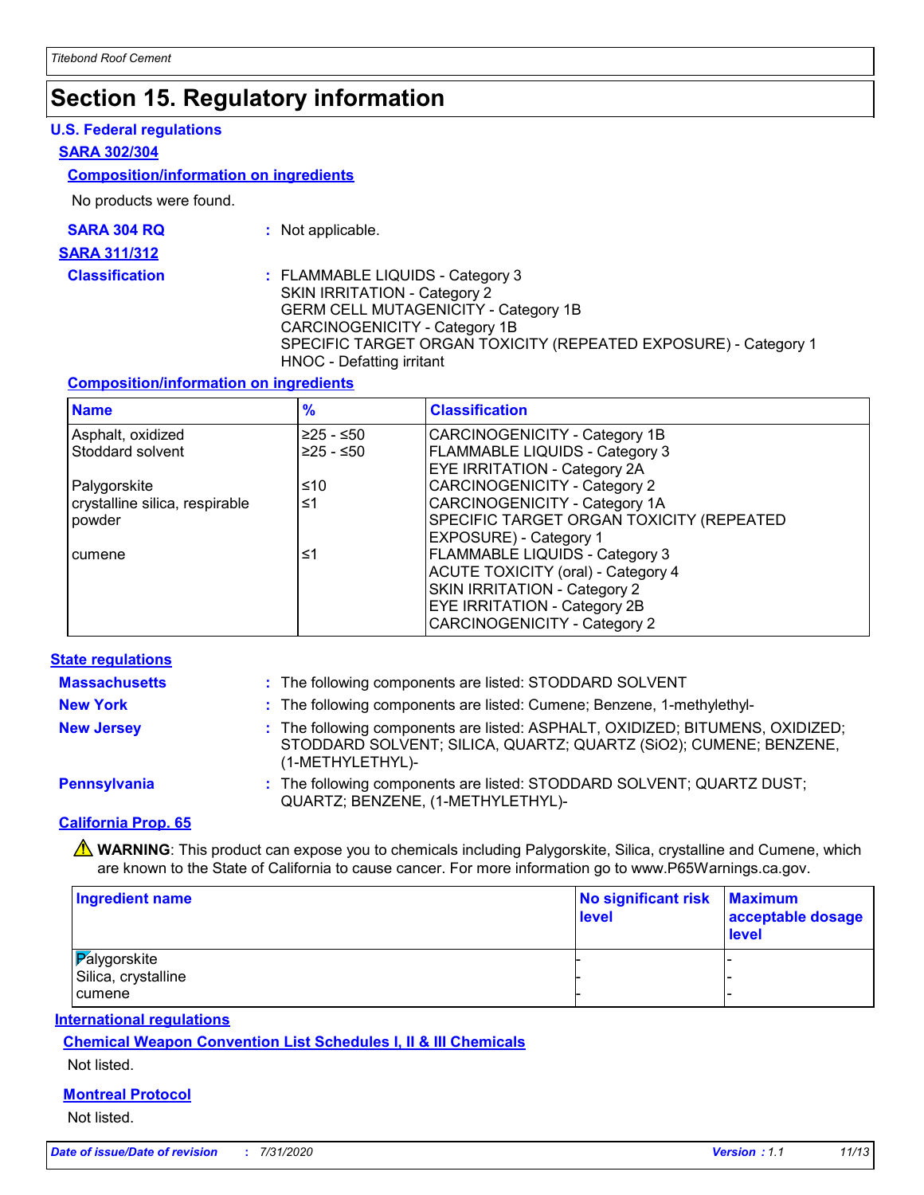# Section 15. Regulatory information

## U.S. Federal regulations

### SARA 302/304

**Composition/information on ingredients**

No products were found.

**SARA 304 RQ** : Not applicable.

### SARA 311/312

**Classification** : FLAMMABLE LIQUIDS - Category 3
SKIN IRRITATION - Category 2
GERM CELL MUTAGENICITY - Category 1B
CARCINOGENICITY - Category 1B
SPECIFIC TARGET ORGAN TOXICITY (REPEATED EXPOSURE) - Category 1
HNOC - Defatting irritant

**Composition/information on ingredients**

| Name | % | Classification |
|---|---|---|
| Asphalt, oxidized | ≥25 - ≤50 | CARCINOGENICITY - Category 1B |
| Stoddard solvent | ≥25 - ≤50 | FLAMMABLE LIQUIDS - Category 3<br>EYE IRRITATION - Category 2A |
| Palygorskite | ≤10 | CARCINOGENICITY - Category 2 |
| crystalline silica, respirable powder | ≤1 | CARCINOGENICITY - Category 1A<br>SPECIFIC TARGET ORGAN TOXICITY (REPEATED EXPOSURE) - Category 1 |
| cumene | ≤1 | FLAMMABLE LIQUIDS - Category 3<br>ACUTE TOXICITY (oral) - Category 4<br>SKIN IRRITATION - Category 2<br>EYE IRRITATION - Category 2B<br>CARCINOGENICITY - Category 2 |

## State regulations

**Massachusetts** : The following components are listed: STODDARD SOLVENT

**New York** : The following components are listed: Cumene; Benzene, 1-methylethyl-

**New Jersey** : The following components are listed: ASPHALT, OXIDIZED; BITUMENS, OXIDIZED; STODDARD SOLVENT; SILICA, QUARTZ; QUARTZ (SiO2); CUMENE; BENZENE, (1-METHYLETHYL)-

**Pennsylvania** : The following components are listed: STODDARD SOLVENT; QUARTZ DUST; QUARTZ; BENZENE, (1-METHYLETHYL)-

### California Prop. 65

⚠ **WARNING**: This product can expose you to chemicals including Palygorskite, Silica, crystalline and Cumene, which are known to the State of California to cause cancer. For more information go to www.P65Warnings.ca.gov.

| Ingredient name | No significant risk level | Maximum acceptable dosage level |
|---|---|---|
| Palygorskite | - | - |
| Silica, crystalline | - | - |
| cumene | - | - |

## International regulations

### Chemical Weapon Convention List Schedules I, II & III Chemicals

Not listed.

### Montreal Protocol

Not listed.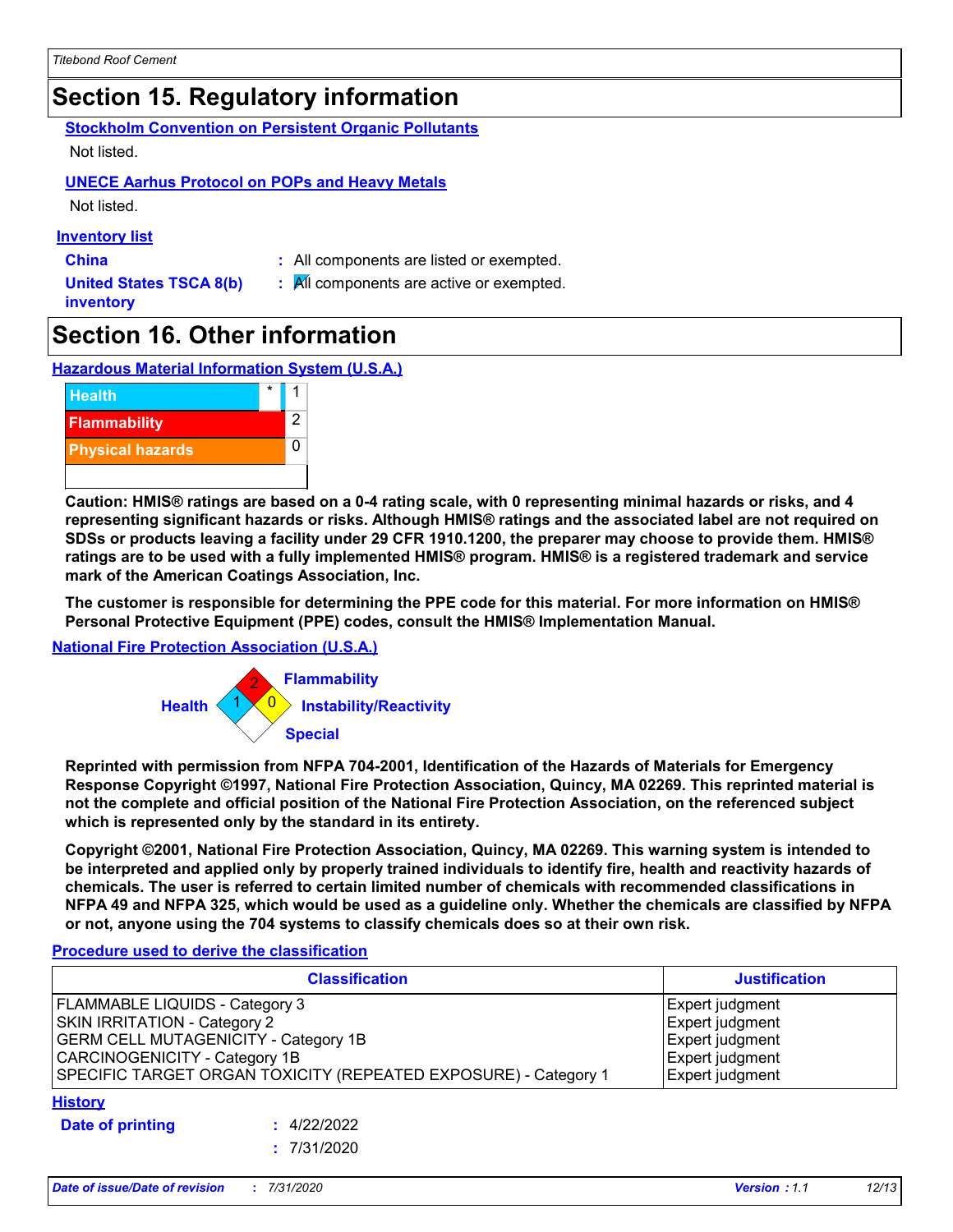## Section 15. Regulatory information

**Stockholm Convention on Persistent Organic Pollutants**

Not listed.

**UNECE Aarhus Protocol on POPs and Heavy Metals**

Not listed.

**Inventory list**

**China** : All components are listed or exempted.

**United States TSCA 8(b) inventory** : All components are active or exempted.

## Section 16. Other information

**Hazardous Material Information System (U.S.A.)**

| | | |
|---|---|---|
| Health | * | 1 |
| Flammability | | 2 |
| Physical hazards | | 0 |

**Caution: HMIS® ratings are based on a 0-4 rating scale, with 0 representing minimal hazards or risks, and 4 representing significant hazards or risks. Although HMIS® ratings and the associated label are not required on SDSs or products leaving a facility under 29 CFR 1910.1200, the preparer may choose to provide them. HMIS® ratings are to be used with a fully implemented HMIS® program. HMIS® is a registered trademark and service mark of the American Coatings Association, Inc.**

**The customer is responsible for determining the PPE code for this material. For more information on HMIS® Personal Protective Equipment (PPE) codes, consult the HMIS® Implementation Manual.**

**National Fire Protection Association (U.S.A.)**

Health: 1
Flammability: 2
Instability/Reactivity: 0
Special:

**Reprinted with permission from NFPA 704-2001, Identification of the Hazards of Materials for Emergency Response Copyright ©1997, National Fire Protection Association, Quincy, MA 02269. This reprinted material is not the complete and official position of the National Fire Protection Association, on the referenced subject which is represented only by the standard in its entirety.**

**Copyright ©2001, National Fire Protection Association, Quincy, MA 02269. This warning system is intended to be interpreted and applied only by properly trained individuals to identify fire, health and reactivity hazards of chemicals. The user is referred to certain limited number of chemicals with recommended classifications in NFPA 49 and NFPA 325, which would be used as a guideline only. Whether the chemicals are classified by NFPA or not, anyone using the 704 systems to classify chemicals does so at their own risk.**

**Procedure used to derive the classification**

| Classification | Justification |
|---|---|
| FLAMMABLE LIQUIDS - Category 3 | Expert judgment |
| SKIN IRRITATION - Category 2 | Expert judgment |
| GERM CELL MUTAGENICITY - Category 1B | Expert judgment |
| CARCINOGENICITY - Category 1B | Expert judgment |
| SPECIFIC TARGET ORGAN TOXICITY (REPEATED EXPOSURE) - Category 1 | Expert judgment |

**History**

**Date of printing** : 4/22/2022

: 7/31/2020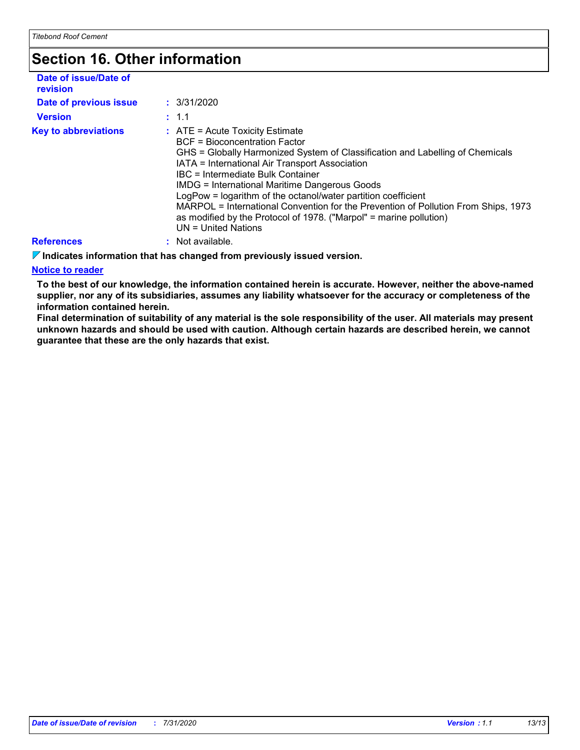# Section 16. Other information

**Date of issue/Date of revision**

**Date of previous issue** : 3/31/2020

**Version** : 1.1

**Key to abbreviations** : ATE = Acute Toxicity Estimate
BCF = Bioconcentration Factor
GHS = Globally Harmonized System of Classification and Labelling of Chemicals
IATA = International Air Transport Association
IBC = Intermediate Bulk Container
IMDG = International Maritime Dangerous Goods
LogPow = logarithm of the octanol/water partition coefficient
MARPOL = International Convention for the Prevention of Pollution From Ships, 1973 as modified by the Protocol of 1978. ("Marpol" = marine pollution)
UN = United Nations

**References** : Not available.

**Indicates information that has changed from previously issued version.**

**Notice to reader**

**To the best of our knowledge, the information contained herein is accurate. However, neither the above-named supplier, nor any of its subsidiaries, assumes any liability whatsoever for the accuracy or completeness of the information contained herein.**

**Final determination of suitability of any material is the sole responsibility of the user. All materials may present unknown hazards and should be used with caution. Although certain hazards are described herein, we cannot guarantee that these are the only hazards that exist.**